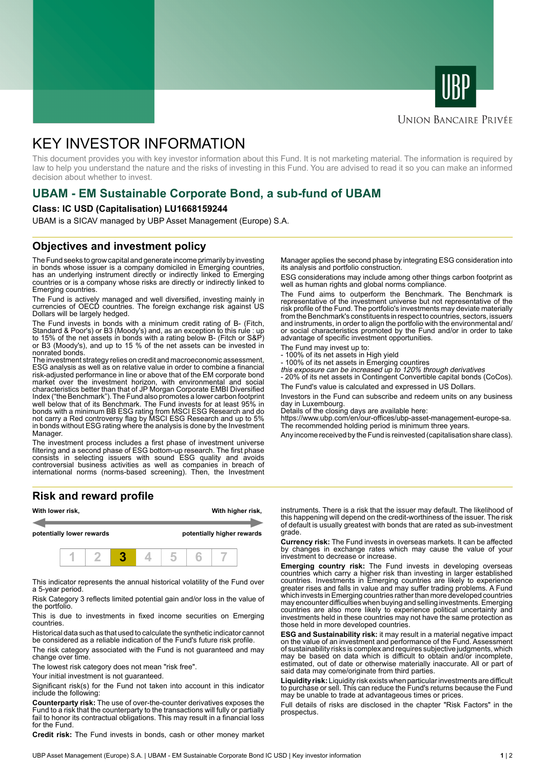UBP

UNION BANCAIRE PRIVÉE

# KEY INVESTOR INFORMATION

This document provides you with key investor information about this Fund. It is not marketing material. The information is required by law to help you understand the nature and the risks of investing in this Fund. You are advised to read it so you can make an informed decision about whether to invest.

## UBAM - EM Sustainable Corporate Bond, a sub-fund of UBAM

**Class: IC USD (Capitalisation) LU1668159244**

UBAM is a SICAV managed by UBP Asset Management (Europe) S.A.

## Objectives and investment policy

The Fund seeks to grow capital and generate income primarily by investing in bonds whose issuer is a company domiciled in Emerging countries, has an underlying instrument directly or indirectly linked to Emerging countries or is a company whose risks are directly or indirectly linked to Emerging countries.

The Fund is actively managed and well diversified, investing mainly in currencies of OECD countries. The foreign exchange risk against US Dollars will be largely hedged.

The Fund invests in bonds with a minimum credit rating of B- (Fitch, Standard & Poor's) or B3 (Moody's) and, as an exception to this rule : up to 15% of the net assets in bonds with a rating below B- (Fitch or S&P) or B3 (Moody's), and up to 15 % of the net assets can be invested in nonrated bonds.

The investment strategy relies on credit and macroeconomic assessment, ESG analysis as well as on relative value in order to combine a financial risk-adjusted performance in line or above that of the EM corporate bond market over the investment horizon, with environmental and social characteristics better than that of JP Morgan Corporate EMBI Diversified Index ("the Benchmark"). The Fund also promotes a lower carbon footprint well below that of its Benchmark. The Fund invests for at least 95% in bonds with a minimum BB ESG rating from MSCI ESG Research and do not carry a Red controversy flag by MSCI ESG Research and up to 5% in bonds without ESG rating where the analysis is done by the Investment Manager.

The investment process includes a first phase of investment universe filtering and a second phase of ESG bottom-up research. The first phase consists in selecting issuers with sound ESG quality and avoids controversial business activities as well as companies in breach of international norms (norms-based screening). Then, the Investment Manager applies the second phase by integrating ESG consideration into its analysis and portfolio construction.

ESG considerations may include among other things carbon footprint as well as human rights and global norms compliance.

The Fund aims to outperform the Benchmark. The Benchmark is representative of the investment universe but not representative of the risk profile of the Fund. The portfolio's investments may deviate materially from the Benchmark's constituents in respect to countries, sectors, issuers and instruments, in order to align the portfolio with the environmental and/or social characteristics promoted by the Fund and/or in order to take advantage of specific investment opportunities.

The Fund may invest up to:
- 100% of its net assets in High yield
- 100% of its net assets in Emerging countires
*this exposure can be increased up to 120% through derivatives*
- 20% of its net assets in Contingent Convertible capital bonds (CoCos).

The Fund's value is calculated and expressed in US Dollars.

Investors in the Fund can subscribe and redeem units on any business day in Luxembourg.
Details of the closing days are available here:
https://www.ubp.com/en/our-offices/ubp-asset-management-europe-sa.
The recommended holding period is minimum three years.

Any income received by the Fund is reinvested (capitalisation share class).

## Risk and reward profile

| With lower risk, | | | | | | With higher risk, |
|---|---|---|---|---|---|---|
| potentially lower rewards | | | | | | potentially higher rewards |
| 1 | 2 | **3** | 4 | 5 | 6 | 7 |

This indicator represents the annual historical volatility of the Fund over a 5-year period.

Risk Category 3 reflects limited potential gain and/or loss in the value of the portfolio.

This is due to investments in fixed income securities on Emerging countries.

Historical data such as that used to calculate the synthetic indicator cannot be considered as a reliable indication of the Fund's future risk profile.

The risk category associated with the Fund is not guaranteed and may change over time.

The lowest risk category does not mean "risk free".

Your initial investment is not guaranteed.

Significant risk(s) for the Fund not taken into account in this indicator include the following:

**Counterparty risk:** The use of over-the-counter derivatives exposes the Fund to a risk that the counterparty to the transactions will fully or partially fail to honor its contractual obligations. This may result in a financial loss for the Fund.

**Credit risk:** The Fund invests in bonds, cash or other money market instruments. There is a risk that the issuer may default. The likelihood of this happening will depend on the credit-worthiness of the issuer. The risk of default is usually greatest with bonds that are rated as sub-investment grade.

**Currency risk:** The Fund invests in overseas markets. It can be affected by changes in exchange rates which may cause the value of your investment to decrease or increase.

**Emerging country risk:** The Fund invests in developing overseas countries which carry a higher risk than investing in larger established countries. Investments in Emerging countries are likely to experience greater rises and falls in value and may suffer trading problems. A Fund which invests in Emerging countries rather than more developed countries may encounter difficulties when buying and selling investments. Emerging countries are also more likely to experience political uncertainty and investments held in these countries may not have the same protection as those held in more developed countries.

**ESG and Sustainability risk:** it may result in a material negative impact on the value of an investment and performance of the Fund. Assessment of sustainability risks is complex and requires subjective judgments, which may be based on data which is difficult to obtain and/or incomplete, estimated, out of date or otherwise materially inaccurate. All or part of said data may come/originate from third parties.

**Liquidity risk:** Liquidity risk exists when particular investments are difficult to purchase or sell. This can reduce the Fund's returns because the Fund may be unable to trade at advantageous times or prices.

Full details of risks are disclosed in the chapter "Risk Factors" in the prospectus.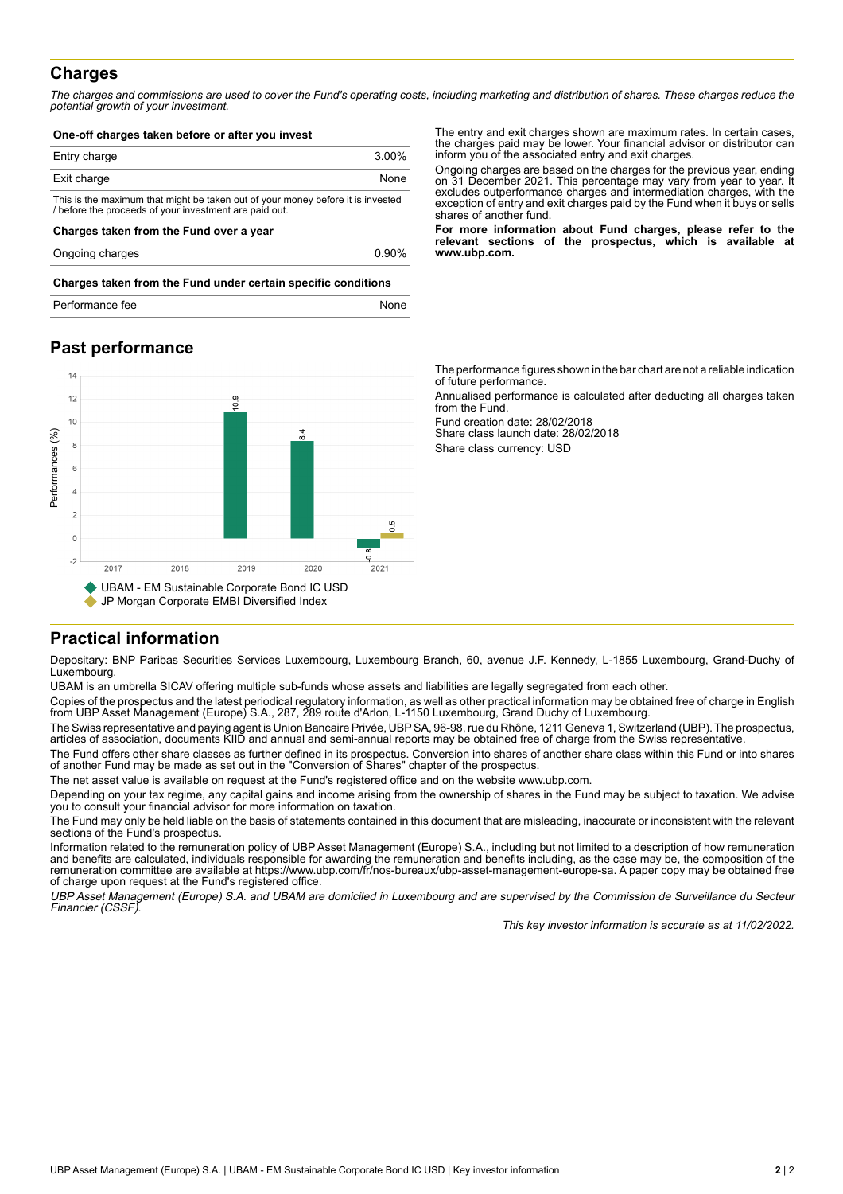## Charges

*The charges and commissions are used to cover the Fund's operating costs, including marketing and distribution of shares. These charges reduce the potential growth of your investment.*

| One-off charges taken before or after you invest | |
|---|---|
| Entry charge | 3.00% |
| Exit charge | None |

This is the maximum that might be taken out of your money before it is invested / before the proceeds of your investment are paid out.

| Charges taken from the Fund over a year | |
|---|---|
| Ongoing charges | 0.90% |

| Charges taken from the Fund under certain specific conditions | |
|---|---|
| Performance fee | None |

The entry and exit charges shown are maximum rates. In certain cases, the charges paid may be lower. Your financial advisor or distributor can inform you of the associated entry and exit charges.

Ongoing charges are based on the charges for the previous year, ending on 31 December 2021. This percentage may vary from year to year. It excludes outperformance charges and intermediation charges, with the exception of entry and exit charges paid by the Fund when it buys or sells shares of another fund.

**For more information about Fund charges, please refer to the relevant sections of the prospectus, which is available at www.ubp.com.**

## Past performance

Performances (%)

14
12
10
8
6
4
2
0
-2

2017
2018
2019
2020
2021

10.9
8.4
-0.8
0.5

UBAM - EM Sustainable Corporate Bond IC USD
JP Morgan Corporate EMBI Diversified Index

The performance figures shown in the bar chart are not a reliable indication of future performance.

Annualised performance is calculated after deducting all charges taken from the Fund.

Fund creation date: 28/02/2018
Share class launch date: 28/02/2018
Share class currency: USD

## Practical information

Depositary: BNP Paribas Securities Services Luxembourg, Luxembourg Branch, 60, avenue J.F. Kennedy, L-1855 Luxembourg, Grand-Duchy of Luxembourg.

UBAM is an umbrella SICAV offering multiple sub-funds whose assets and liabilities are legally segregated from each other.

Copies of the prospectus and the latest periodical regulatory information, as well as other practical information may be obtained free of charge in English from UBP Asset Management (Europe) S.A., 287, 289 route d'Arlon, L-1150 Luxembourg, Grand Duchy of Luxembourg.

The Swiss representative and paying agent is Union Bancaire Privée, UBP SA, 96-98, rue du Rhône, 1211 Geneva 1, Switzerland (UBP). The prospectus, articles of association, documents KIID and annual and semi-annual reports may be obtained free of charge from the Swiss representative.

The Fund offers other share classes as further defined in its prospectus. Conversion into shares of another share class within this Fund or into shares of another Fund may be made as set out in the "Conversion of Shares" chapter of the prospectus.

The net asset value is available on request at the Fund's registered office and on the website www.ubp.com.

Depending on your tax regime, any capital gains and income arising from the ownership of shares in the Fund may be subject to taxation. We advise you to consult your financial advisor for more information on taxation.

The Fund may only be held liable on the basis of statements contained in this document that are misleading, inaccurate or inconsistent with the relevant sections of the Fund's prospectus.

Information related to the remuneration policy of UBP Asset Management (Europe) S.A., including but not limited to a description of how remuneration and benefits are calculated, individuals responsible for awarding the remuneration and benefits including, as the case may be, the composition of the remuneration committee are available at https://www.ubp.com/fr/nos-bureaux/ubp-asset-management-europe-sa. A paper copy may be obtained free of charge upon request at the Fund's registered office.

*UBP Asset Management (Europe) S.A. and UBAM are domiciled in Luxembourg and are supervised by the Commission de Surveillance du Secteur Financier (CSSF).*

*This key investor information is accurate as at 11/02/2022.*